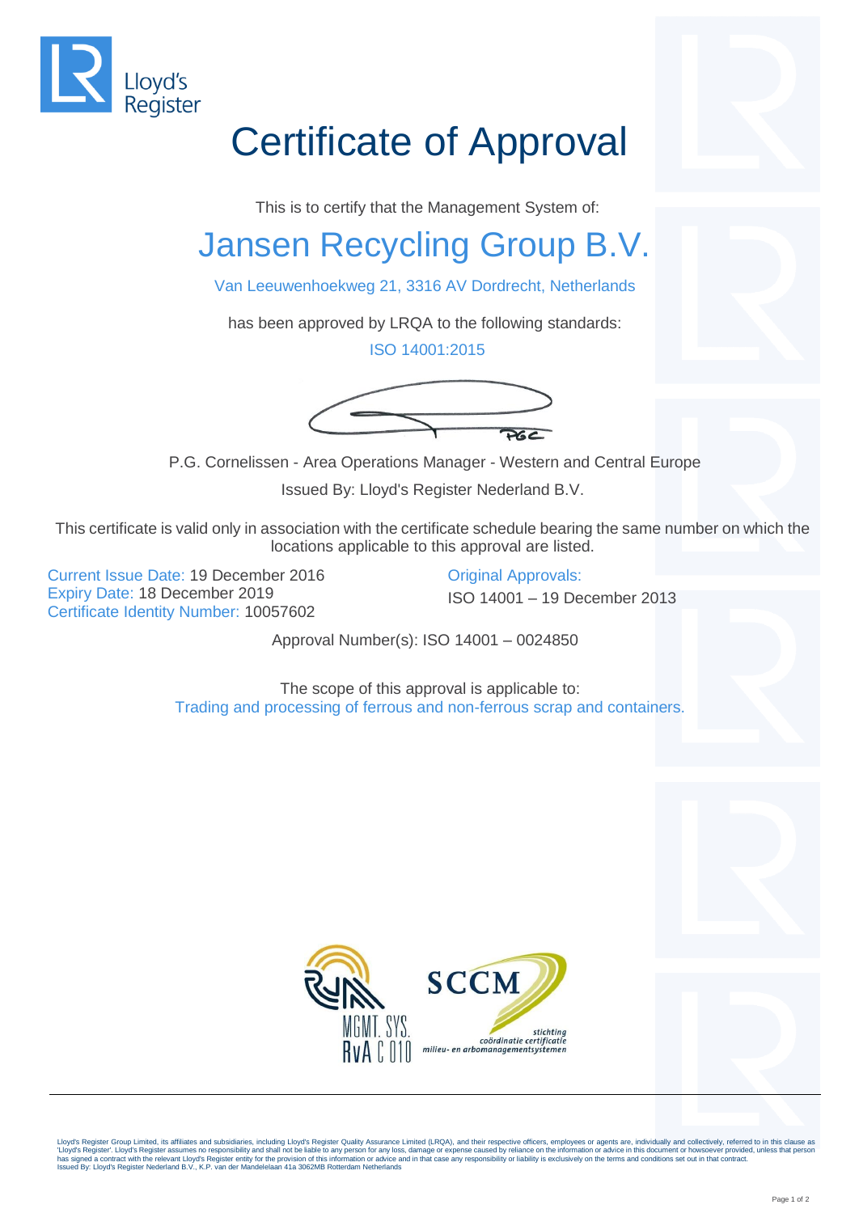Lloyd's Register

# Certificate of Approval

This is to certify that the Management System of:

## Jansen Recycling Group B.V.

Van Leeuwenhoekweg 21, 3316 AV Dordrecht, Netherlands

has been approved by LRQA to the following standards:

ISO 14001:2015

P.G. Cornelissen - Area Operations Manager - Western and Central Europe

Issued By: Lloyd's Register Nederland B.V.

This certificate is valid only in association with the certificate schedule bearing the same number on which the locations applicable to this approval are listed.

Current Issue Date: 19 December 2016
Expiry Date: 18 December 2019
Certificate Identity Number: 10057602

Original Approvals:
ISO 14001 – 19 December 2013

Approval Number(s): ISO 14001 – 0024850

The scope of this approval is applicable to:
Trading and processing of ferrous and non-ferrous scrap and containers.

MGMT. SYS.
RvA C 010

SCCM
stichting coördinatie certificatie milieu- en arbomanagementsystemen

Lloyd's Register Group Limited, its affiliates and subsidiaries, including Lloyd's Register Quality Assurance Limited (LRQA), and their respective officers, employees or agents are, individually and collectively, referred to in this clause as 'Lloyd's Register'. Lloyd's Register assumes no responsibility and shall not be liable to any person for any loss, damage or expense caused by reliance on the information or advice in this document or howsoever provided, unless that person has signed a contract with the relevant Lloyd's Register entity for the provision of this information or advice and in that case any responsibility or liability is exclusively on the terms and conditions set out in that contract.
Issued By: Lloyd's Register Nederland B.V., K.P. van der Mandelelaan 41a 3062MB Rotterdam Netherlands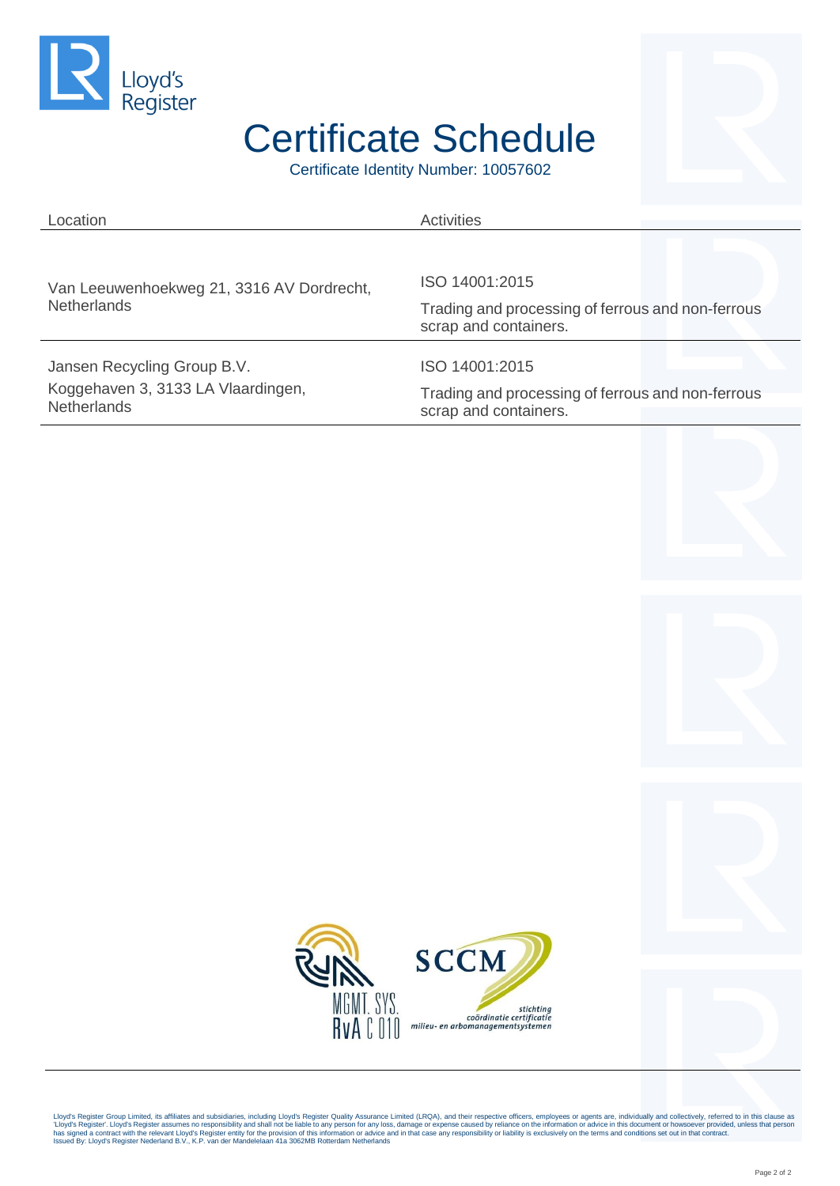# Certificate Schedule

Certificate Identity Number: 10057602

| Location | Activities |
| --- | --- |
| Van Leeuwenhoekweg 21, 3316 AV Dordrecht, Netherlands | ISO 14001:2015<br>Trading and processing of ferrous and non-ferrous scrap and containers. |
| Jansen Recycling Group B.V.<br>Koggehaven 3, 3133 LA Vlaardingen, Netherlands | ISO 14001:2015<br>Trading and processing of ferrous and non-ferrous scrap and containers. |

MGMT. SYS.
RvA C 010

SCCM
stichting coördinatie certificatie milieu- en arbomanagementsystemen

Lloyd's Register Group Limited, its affiliates and subsidiaries, including Lloyd's Register Quality Assurance Limited (LRQA), and their respective officers, employees or agents are, individually and collectively, referred to in this clause as 'Lloyd's Register'. Lloyd's Register assumes no responsibility and shall not be liable to any person for any loss, damage or expense caused by reliance on the information or advice in this document or howsoever provided, unless that person has signed a contract with the relevant Lloyd's Register entity for the provision of this information or advice and in that case any responsibility or liability is exclusively on the terms and conditions set out in that contract.
Issued By: Lloyd's Register Nederland B.V., K.P. van der Mandelelaan 41a 3062MB Rotterdam Netherlands